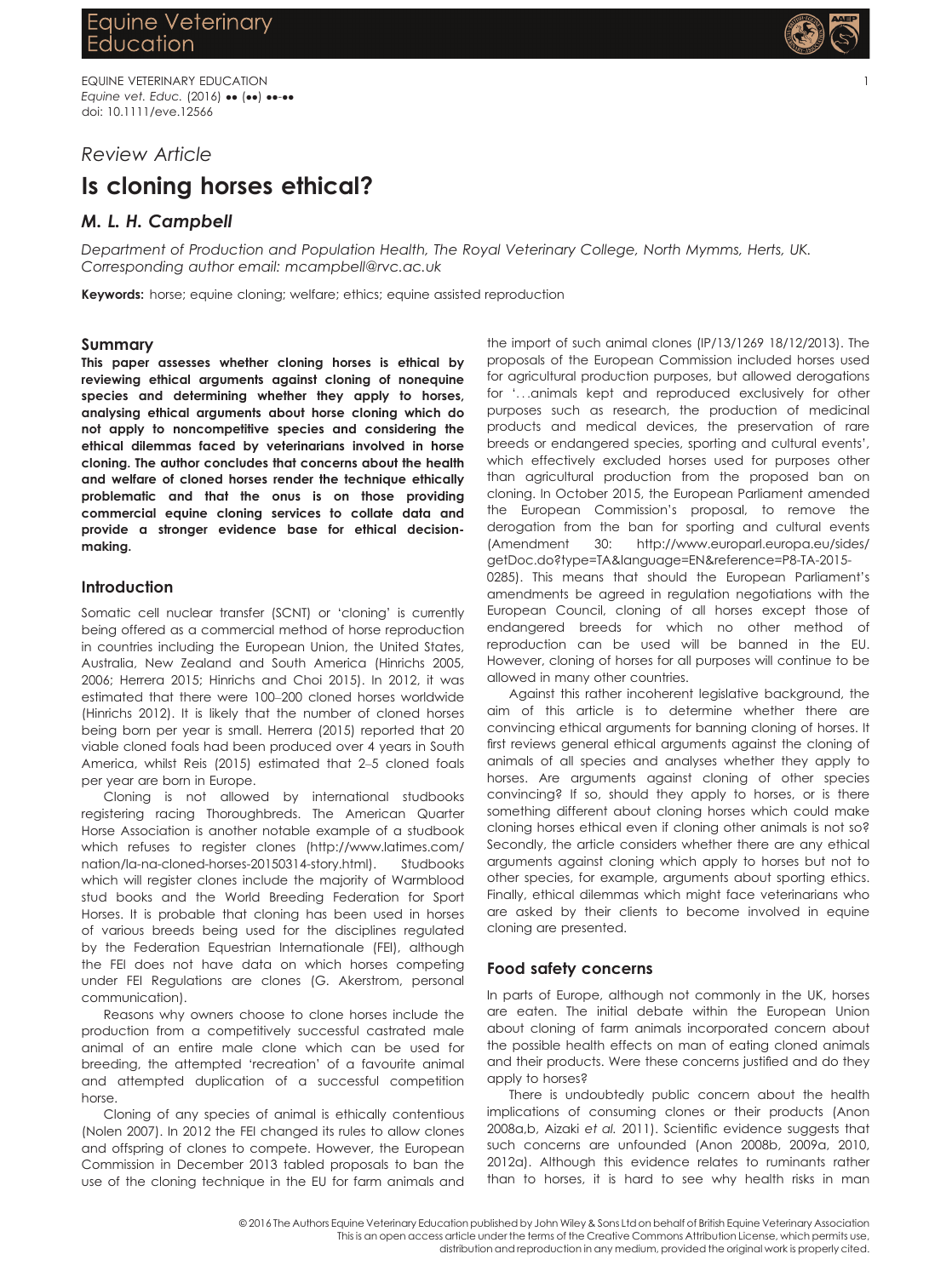*Review Article*

# Is cloning horses ethical?

### *M. L. H. Campbell*

*Department of Production and Population Health, The Royal Veterinary College, North Mymms, Herts, UK.*
*Corresponding author email: mcampbell@rvc.ac.uk*

**Keywords:** horse; equine cloning; welfare; ethics; equine assisted reproduction

## Summary

**This paper assesses whether cloning horses is ethical by reviewing ethical arguments against cloning of nonequine species and determining whether they apply to horses, analysing ethical arguments about horse cloning which do not apply to noncompetitive species and considering the ethical dilemmas faced by veterinarians involved in horse cloning. The author concludes that concerns about the health and welfare of cloned horses render the technique ethically problematic and that the onus is on those providing commercial equine cloning services to collate data and provide a stronger evidence base for ethical decision-making.**

## Introduction

Somatic cell nuclear transfer (SCNT) or 'cloning' is currently being offered as a commercial method of horse reproduction in countries including the European Union, the United States, Australia, New Zealand and South America (Hinrichs 2005, 2006; Herrera 2015; Hinrichs and Choi 2015). In 2012, it was estimated that there were 100–200 cloned horses worldwide (Hinrichs 2012). It is likely that the number of cloned horses being born per year is small. Herrera (2015) reported that 20 viable cloned foals had been produced over 4 years in South America, whilst Reis (2015) estimated that 2–5 cloned foals per year are born in Europe.

Cloning is not allowed by international studbooks registering racing Thoroughbreds. The American Quarter Horse Association is another notable example of a studbook which refuses to register clones (http://www.latimes.com/nation/la-na-cloned-horses-20150314-story.html). Studbooks which will register clones include the majority of Warmblood stud books and the World Breeding Federation for Sport Horses. It is probable that cloning has been used in horses of various breeds being used for the disciplines regulated by the Federation Equestrian Internationale (FEI), although the FEI does not have data on which horses competing under FEI Regulations are clones (G. Akerstrom, personal communication).

Reasons why owners choose to clone horses include the production from a competitively successful castrated male animal of an entire male clone which can be used for breeding, the attempted 'recreation' of a favourite animal and attempted duplication of a successful competition horse.

Cloning of any species of animal is ethically contentious (Nolen 2007). In 2012 the FEI changed its rules to allow clones and offspring of clones to compete. However, the European Commission in December 2013 tabled proposals to ban the use of the cloning technique in the EU for farm animals and the import of such animal clones (IP/13/1269 18/12/2013). The proposals of the European Commission included horses used for agricultural production purposes, but allowed derogations for '…animals kept and reproduced exclusively for other purposes such as research, the production of medicinal products and medical devices, the preservation of rare breeds or endangered species, sporting and cultural events', which effectively excluded horses used for purposes other than agricultural production from the proposed ban on cloning. In October 2015, the European Parliament amended the European Commission's proposal, to remove the derogation from the ban for sporting and cultural events (Amendment 30: http://www.europarl.europa.eu/sides/getDoc.do?type=TA&language=EN&reference=P8-TA-2015-0285). This means that should the European Parliament's amendments be agreed in regulation negotiations with the European Council, cloning of all horses except those of endangered breeds for which no other method of reproduction can be used will be banned in the EU. However, cloning of horses for all purposes will continue to be allowed in many other countries.

Against this rather incoherent legislative background, the aim of this article is to determine whether there are convincing ethical arguments for banning cloning of horses. It first reviews general ethical arguments against the cloning of animals of all species and analyses whether they apply to horses. Are arguments against cloning of other species convincing? If so, should they apply to horses, or is there something different about cloning horses which could make cloning horses ethical even if cloning other animals is not so? Secondly, the article considers whether there are any ethical arguments against cloning which apply to horses but not to other species, for example, arguments about sporting ethics. Finally, ethical dilemmas which might face veterinarians who are asked by their clients to become involved in equine cloning are presented.

## Food safety concerns

In parts of Europe, although not commonly in the UK, horses are eaten. The initial debate within the European Union about cloning of farm animals incorporated concern about the possible health effects on man of eating cloned animals and their products. Were these concerns justified and do they apply to horses?

There is undoubtedly public concern about the health implications of consuming clones or their products (Anon 2008a,b, Aizaki *et al.* 2011). Scientific evidence suggests that such concerns are unfounded (Anon 2008b, 2009a, 2010, 2012a). Although this evidence relates to ruminants rather than to horses, it is hard to see why health risks in man

© 2016 The Authors Equine Veterinary Education published by John Wiley & Sons Ltd on behalf of British Equine Veterinary Association
This is an open access article under the terms of the Creative Commons Attribution License, which permits use, distribution and reproduction in any medium, provided the original work is properly cited.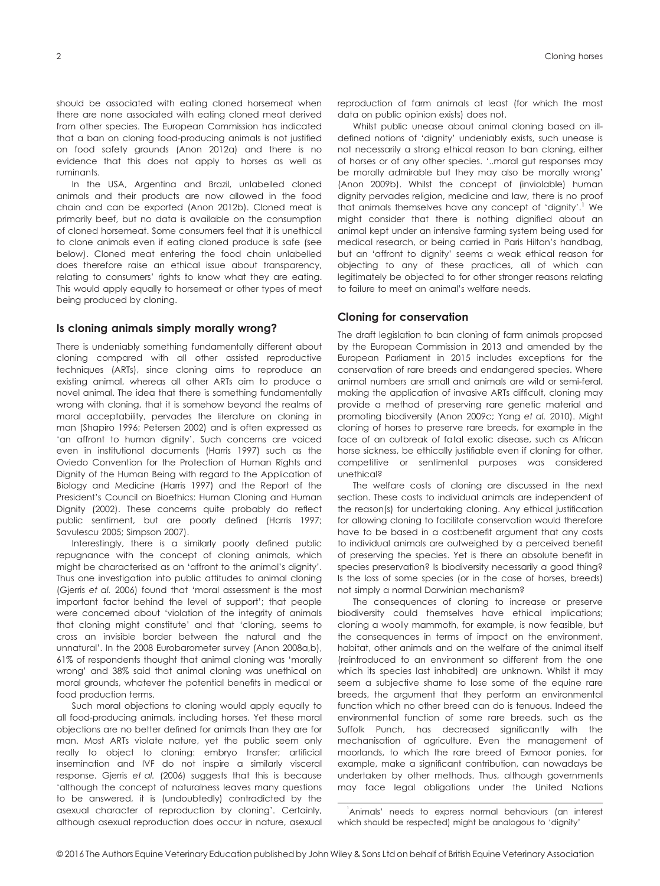should be associated with eating cloned horsemeat when there are none associated with eating cloned meat derived from other species. The European Commission has indicated that a ban on cloning food-producing animals is not justified on food safety grounds (Anon 2012a) and there is no evidence that this does not apply to horses as well as ruminants.

In the USA, Argentina and Brazil, unlabelled cloned animals and their products are now allowed in the food chain and can be exported (Anon 2012b). Cloned meat is primarily beef, but no data is available on the consumption of cloned horsemeat. Some consumers feel that it is unethical to clone animals even if eating cloned produce is safe (see below). Cloned meat entering the food chain unlabelled does therefore raise an ethical issue about transparency, relating to consumers' rights to know what they are eating. This would apply equally to horsemeat or other types of meat being produced by cloning.

## Is cloning animals simply morally wrong?

There is undeniably something fundamentally different about cloning compared with all other assisted reproductive techniques (ARTs), since cloning aims to reproduce an existing animal, whereas all other ARTs aim to produce a novel animal. The idea that there is something fundamentally wrong with cloning, that it is somehow beyond the realms of moral acceptability, pervades the literature on cloning in man (Shapiro 1996; Petersen 2002) and is often expressed as 'an affront to human dignity'. Such concerns are voiced even in institutional documents (Harris 1997) such as the Oviedo Convention for the Protection of Human Rights and Dignity of the Human Being with regard to the Application of Biology and Medicine (Harris 1997) and the Report of the President's Council on Bioethics: Human Cloning and Human Dignity (2002). These concerns quite probably do reflect public sentiment, but are poorly defined (Harris 1997; Savulescu 2005; Simpson 2007).

Interestingly, there is a similarly poorly defined public repugnance with the concept of cloning animals, which might be characterised as an 'affront to the animal's dignity'. Thus one investigation into public attitudes to animal cloning (Gjerris *et al.* 2006) found that 'moral assessment is the most important factor behind the level of support'; that people were concerned about 'violation of the integrity of animals that cloning might constitute' and that 'cloning, seems to cross an invisible border between the natural and the unnatural'. In the 2008 Eurobarometer survey (Anon 2008a,b), 61% of respondents thought that animal cloning was 'morally wrong' and 38% said that animal cloning was unethical on moral grounds, whatever the potential benefits in medical or food production terms.

Such moral objections to cloning would apply equally to all food-producing animals, including horses. Yet these moral objections are no better defined for animals than they are for man. Most ARTs violate nature, yet the public seem only really to object to cloning: embryo transfer; artificial insemination and IVF do not inspire a similarly visceral response. Gjerris *et al.* (2006) suggests that this is because 'although the concept of naturalness leaves many questions to be answered, it is (undoubtedly) contradicted by the asexual character of reproduction by cloning'. Certainly, although asexual reproduction does occur in nature, asexual reproduction of farm animals at least (for which the most data on public opinion exists) does not.

Whilst public unease about animal cloning based on ill-defined notions of 'dignity' undeniably exists, such unease is not necessarily a strong ethical reason to ban cloning, either of horses or of any other species. '..moral gut responses may be morally admirable but they may also be morally wrong' (Anon 2009b). Whilst the concept of (inviolable) human dignity pervades religion, medicine and law, there is no proof that animals themselves have any concept of 'dignity'.[1] We might consider that there is nothing dignified about an animal kept under an intensive farming system being used for medical research, or being carried in Paris Hilton's handbag, but an 'affront to dignity' seems a weak ethical reason for objecting to any of these practices, all of which can legitimately be objected to for other stronger reasons relating to failure to meet an animal's welfare needs.

## Cloning for conservation

The draft legislation to ban cloning of farm animals proposed by the European Commission in 2013 and amended by the European Parliament in 2015 includes exceptions for the conservation of rare breeds and endangered species. Where animal numbers are small and animals are wild or semi-feral, making the application of invasive ARTs difficult, cloning may provide a method of preserving rare genetic material and promoting biodiversity (Anon 2009c; Yang *et al.* 2010). Might cloning of horses to preserve rare breeds, for example in the face of an outbreak of fatal exotic disease, such as African horse sickness, be ethically justifiable even if cloning for other, competitive or sentimental purposes was considered unethical?

The welfare costs of cloning are discussed in the next section. These costs to individual animals are independent of the reason(s) for undertaking cloning. Any ethical justification for allowing cloning to facilitate conservation would therefore have to be based in a cost:benefit argument that any costs to individual animals are outweighed by a perceived benefit of preserving the species. Yet is there an absolute benefit in species preservation? Is biodiversity necessarily a good thing? Is the loss of some species (or in the case of horses, breeds) not simply a normal Darwinian mechanism?

The consequences of cloning to increase or preserve biodiversity could themselves have ethical implications; cloning a woolly mammoth, for example, is now feasible, but the consequences in terms of impact on the environment, habitat, other animals and on the welfare of the animal itself (reintroduced to an environment so different from the one which its species last inhabited) are unknown. Whilst it may seem a subjective shame to lose some of the equine rare breeds, the argument that they perform an environmental function which no other breed can do is tenuous. Indeed the environmental function of some rare breeds, such as the Suffolk Punch, has decreased significantly with the mechanisation of agriculture. Even the management of moorlands, to which the rare breed of Exmoor ponies, for example, make a significant contribution, can nowadays be undertaken by other methods. Thus, although governments may face legal obligations under the United Nations

[1]Animals' needs to express normal behaviours (an interest which should be respected) might be analogous to 'dignity'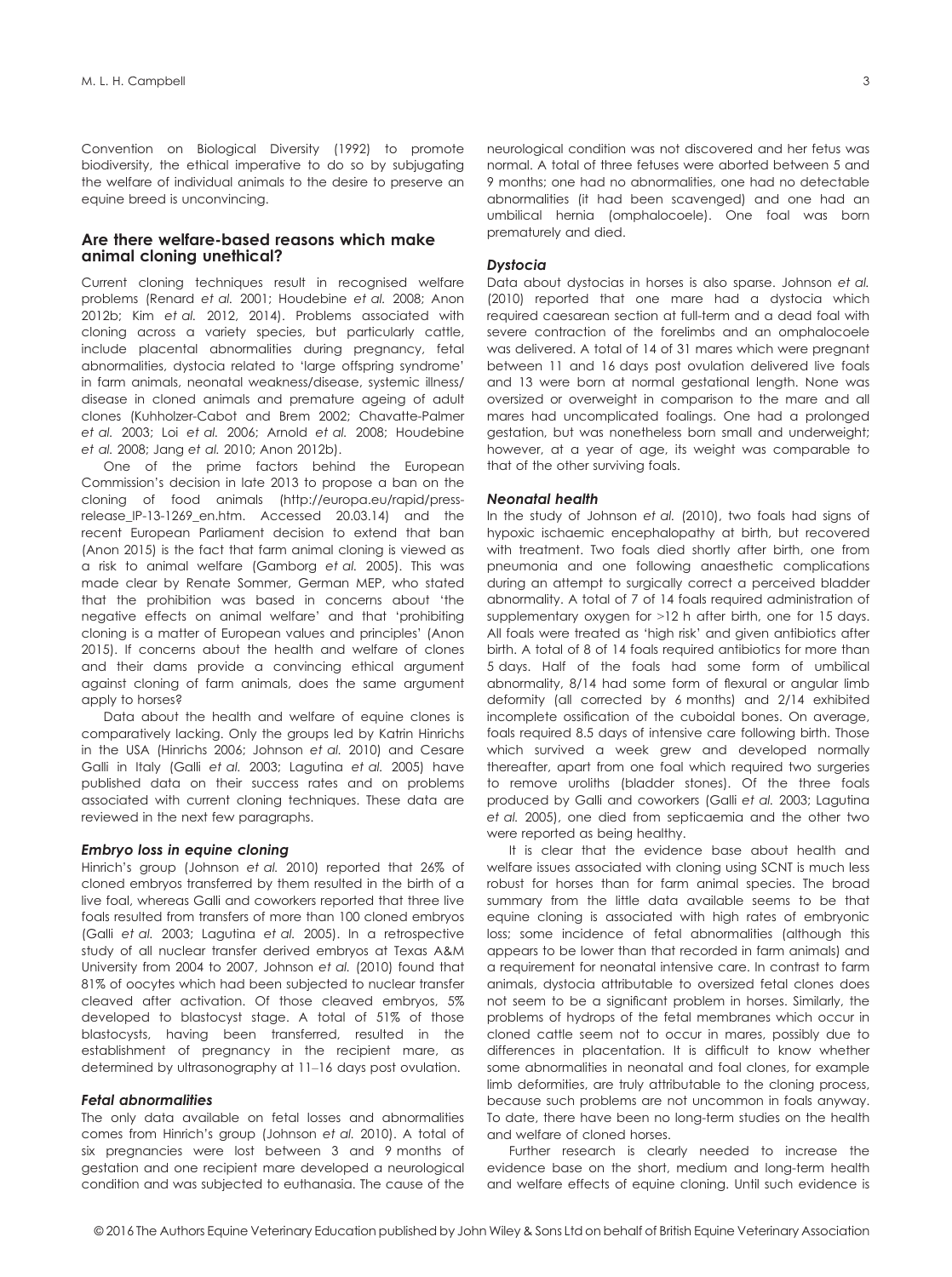Convention on Biological Diversity (1992) to promote biodiversity, the ethical imperative to do so by subjugating the welfare of individual animals to the desire to preserve an equine breed is unconvincing.

## Are there welfare-based reasons which make animal cloning unethical?

Current cloning techniques result in recognised welfare problems (Renard *et al.* 2001; Houdebine *et al.* 2008; Anon 2012b; Kim *et al.* 2012, 2014). Problems associated with cloning across a variety species, but particularly cattle, include placental abnormalities during pregnancy, fetal abnormalities, dystocia related to 'large offspring syndrome' in farm animals, neonatal weakness/disease, systemic illness/disease in cloned animals and premature ageing of adult clones (Kuhholzer-Cabot and Brem 2002; Chavatte-Palmer *et al.* 2003; Loi *et al.* 2006; Arnold *et al.* 2008; Houdebine *et al.* 2008; Jang *et al.* 2010; Anon 2012b).

One of the prime factors behind the European Commission's decision in late 2013 to propose a ban on the cloning of food animals (http://europa.eu/rapid/press-release_IP-13-1269_en.htm. Accessed 20.03.14) and the recent European Parliament decision to extend that ban (Anon 2015) is the fact that farm animal cloning is viewed as a risk to animal welfare (Gamborg *et al.* 2005). This was made clear by Renate Sommer, German MEP, who stated that the prohibition was based in concerns about 'the negative effects on animal welfare' and that 'prohibiting cloning is a matter of European values and principles' (Anon 2015). If concerns about the health and welfare of clones and their dams provide a convincing ethical argument against cloning of farm animals, does the same argument apply to horses?

Data about the health and welfare of equine clones is comparatively lacking. Only the groups led by Katrin Hinrichs in the USA (Hinrichs 2006; Johnson *et al.* 2010) and Cesare Galli in Italy (Galli *et al.* 2003; Lagutina *et al.* 2005) have published data on their success rates and on problems associated with current cloning techniques. These data are reviewed in the next few paragraphs.

### *Embryo loss in equine cloning*

Hinrich's group (Johnson *et al.* 2010) reported that 26% of cloned embryos transferred by them resulted in the birth of a live foal, whereas Galli and coworkers reported that three live foals resulted from transfers of more than 100 cloned embryos (Galli *et al.* 2003; Lagutina *et al.* 2005). In a retrospective study of all nuclear transfer derived embryos at Texas A&M University from 2004 to 2007, Johnson *et al.* (2010) found that 81% of oocytes which had been subjected to nuclear transfer cleaved after activation. Of those cleaved embryos, 5% developed to blastocyst stage. A total of 51% of those blastocysts, having been transferred, resulted in the establishment of pregnancy in the recipient mare, as determined by ultrasonography at 11–16 days post ovulation.

### *Fetal abnormalities*

The only data available on fetal losses and abnormalities comes from Hinrich's group (Johnson *et al.* 2010). A total of six pregnancies were lost between 3 and 9 months of gestation and one recipient mare developed a neurological condition and was subjected to euthanasia. The cause of the neurological condition was not discovered and her fetus was normal. A total of three fetuses were aborted between 5 and 9 months; one had no abnormalities, one had no detectable abnormalities (it had been scavenged) and one had an umbilical hernia (omphalocoele). One foal was born prematurely and died.

### *Dystocia*

Data about dystocias in horses is also sparse. Johnson *et al.* (2010) reported that one mare had a dystocia which required caesarean section at full-term and a dead foal with severe contraction of the forelimbs and an omphalocoele was delivered. A total of 14 of 31 mares which were pregnant between 11 and 16 days post ovulation delivered live foals and 13 were born at normal gestational length. None was oversized or overweight in comparison to the mare and all mares had uncomplicated foalings. One had a prolonged gestation, but was nonetheless born small and underweight; however, at a year of age, its weight was comparable to that of the other surviving foals.

### *Neonatal health*

In the study of Johnson *et al.* (2010), two foals had signs of hypoxic ischaemic encephalopathy at birth, but recovered with treatment. Two foals died shortly after birth, one from pneumonia and one following anaesthetic complications during an attempt to surgically correct a perceived bladder abnormality. A total of 7 of 14 foals required administration of supplementary oxygen for >12 h after birth, one for 15 days. All foals were treated as 'high risk' and given antibiotics after birth. A total of 8 of 14 foals required antibiotics for more than 5 days. Half of the foals had some form of umbilical abnormality, 8/14 had some form of flexural or angular limb deformity (all corrected by 6 months) and 2/14 exhibited incomplete ossification of the cuboidal bones. On average, foals required 8.5 days of intensive care following birth. Those which survived a week grew and developed normally thereafter, apart from one foal which required two surgeries to remove uroliths (bladder stones). Of the three foals produced by Galli and coworkers (Galli *et al.* 2003; Lagutina *et al.* 2005), one died from septicaemia and the other two were reported as being healthy.

It is clear that the evidence base about health and welfare issues associated with cloning using SCNT is much less robust for horses than for farm animal species. The broad summary from the little data available seems to be that equine cloning is associated with high rates of embryonic loss; some incidence of fetal abnormalities (although this appears to be lower than that recorded in farm animals) and a requirement for neonatal intensive care. In contrast to farm animals, dystocia attributable to oversized fetal clones does not seem to be a significant problem in horses. Similarly, the problems of hydrops of the fetal membranes which occur in cloned cattle seem not to occur in mares, possibly due to differences in placentation. It is difficult to know whether some abnormalities in neonatal and foal clones, for example limb deformities, are truly attributable to the cloning process, because such problems are not uncommon in foals anyway. To date, there have been no long-term studies on the health and welfare of cloned horses.

Further research is clearly needed to increase the evidence base on the short, medium and long-term health and welfare effects of equine cloning. Until such evidence is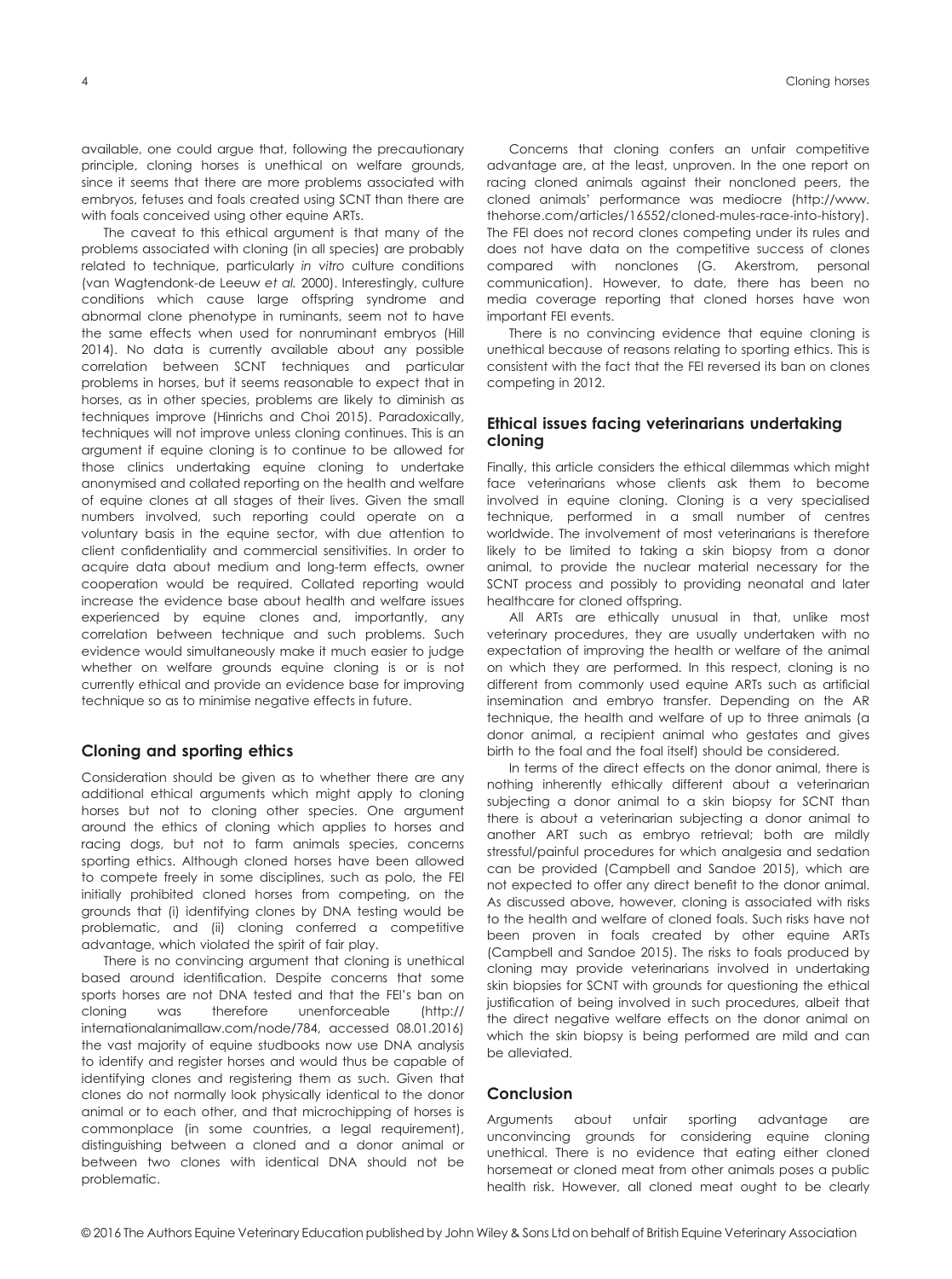available, one could argue that, following the precautionary principle, cloning horses is unethical on welfare grounds, since it seems that there are more problems associated with embryos, fetuses and foals created using SCNT than there are with foals conceived using other equine ARTs.

The caveat to this ethical argument is that many of the problems associated with cloning (in all species) are probably related to technique, particularly *in vitro* culture conditions (van Wagtendonk-de Leeuw *et al.* 2000). Interestingly, culture conditions which cause large offspring syndrome and abnormal clone phenotype in ruminants, seem not to have the same effects when used for nonruminant embryos (Hill 2014). No data is currently available about any possible correlation between SCNT techniques and particular problems in horses, but it seems reasonable to expect that in horses, as in other species, problems are likely to diminish as techniques improve (Hinrichs and Choi 2015). Paradoxically, techniques will not improve unless cloning continues. This is an argument if equine cloning is to continue to be allowed for those clinics undertaking equine cloning to undertake anonymised and collated reporting on the health and welfare of equine clones at all stages of their lives. Given the small numbers involved, such reporting could operate on a voluntary basis in the equine sector, with due attention to client confidentiality and commercial sensitivities. In order to acquire data about medium and long-term effects, owner cooperation would be required. Collated reporting would increase the evidence base about health and welfare issues experienced by equine clones and, importantly, any correlation between technique and such problems. Such evidence would simultaneously make it much easier to judge whether on welfare grounds equine cloning is or is not currently ethical and provide an evidence base for improving technique so as to minimise negative effects in future.

## Cloning and sporting ethics

Consideration should be given as to whether there are any additional ethical arguments which might apply to cloning horses but not to cloning other species. One argument around the ethics of cloning which applies to horses and racing dogs, but not to farm animals species, concerns sporting ethics. Although cloned horses have been allowed to compete freely in some disciplines, such as polo, the FEI initially prohibited cloned horses from competing, on the grounds that (i) identifying clones by DNA testing would be problematic, and (ii) cloning conferred a competitive advantage, which violated the spirit of fair play.

There is no convincing argument that cloning is unethical based around identification. Despite concerns that some sports horses are not DNA tested and that the FEI's ban on cloning was therefore unenforceable (http://internationalanimallaw.com/node/784, accessed 08.01.2016) the vast majority of equine studbooks now use DNA analysis to identify and register horses and would thus be capable of identifying clones and registering them as such. Given that clones do not normally look physically identical to the donor animal or to each other, and that microchipping of horses is commonplace (in some countries, a legal requirement), distinguishing between a cloned and a donor animal or between two clones with identical DNA should not be problematic.

Concerns that cloning confers an unfair competitive advantage are, at the least, unproven. In the one report on racing cloned animals against their noncloned peers, the cloned animals' performance was mediocre (http://www.thehorse.com/articles/16552/cloned-mules-race-into-history). The FEI does not record clones competing under its rules and does not have data on the competitive success of clones compared with nonclones (G. Akerstrom, personal communication). However, to date, there has been no media coverage reporting that cloned horses have won important FEI events.

There is no convincing evidence that equine cloning is unethical because of reasons relating to sporting ethics. This is consistent with the fact that the FEI reversed its ban on clones competing in 2012.

## Ethical issues facing veterinarians undertaking cloning

Finally, this article considers the ethical dilemmas which might face veterinarians whose clients ask them to become involved in equine cloning. Cloning is a very specialised technique, performed in a small number of centres worldwide. The involvement of most veterinarians is therefore likely to be limited to taking a skin biopsy from a donor animal, to provide the nuclear material necessary for the SCNT process and possibly to providing neonatal and later healthcare for cloned offspring.

All ARTs are ethically unusual in that, unlike most veterinary procedures, they are usually undertaken with no expectation of improving the health or welfare of the animal on which they are performed. In this respect, cloning is no different from commonly used equine ARTs such as artificial insemination and embryo transfer. Depending on the AR technique, the health and welfare of up to three animals (a donor animal, a recipient animal who gestates and gives birth to the foal and the foal itself) should be considered.

In terms of the direct effects on the donor animal, there is nothing inherently ethically different about a veterinarian subjecting a donor animal to a skin biopsy for SCNT than there is about a veterinarian subjecting a donor animal to another ART such as embryo retrieval; both are mildly stressful/painful procedures for which analgesia and sedation can be provided (Campbell and Sandoe 2015), which are not expected to offer any direct benefit to the donor animal. As discussed above, however, cloning is associated with risks to the health and welfare of cloned foals. Such risks have not been proven in foals created by other equine ARTs (Campbell and Sandoe 2015). The risks to foals produced by cloning may provide veterinarians involved in undertaking skin biopsies for SCNT with grounds for questioning the ethical justification of being involved in such procedures, albeit that the direct negative welfare effects on the donor animal on which the skin biopsy is being performed are mild and can be alleviated.

## Conclusion

Arguments about unfair sporting advantage are unconvincing grounds for considering equine cloning unethical. There is no evidence that eating either cloned horsemeat or cloned meat from other animals poses a public health risk. However, all cloned meat ought to be clearly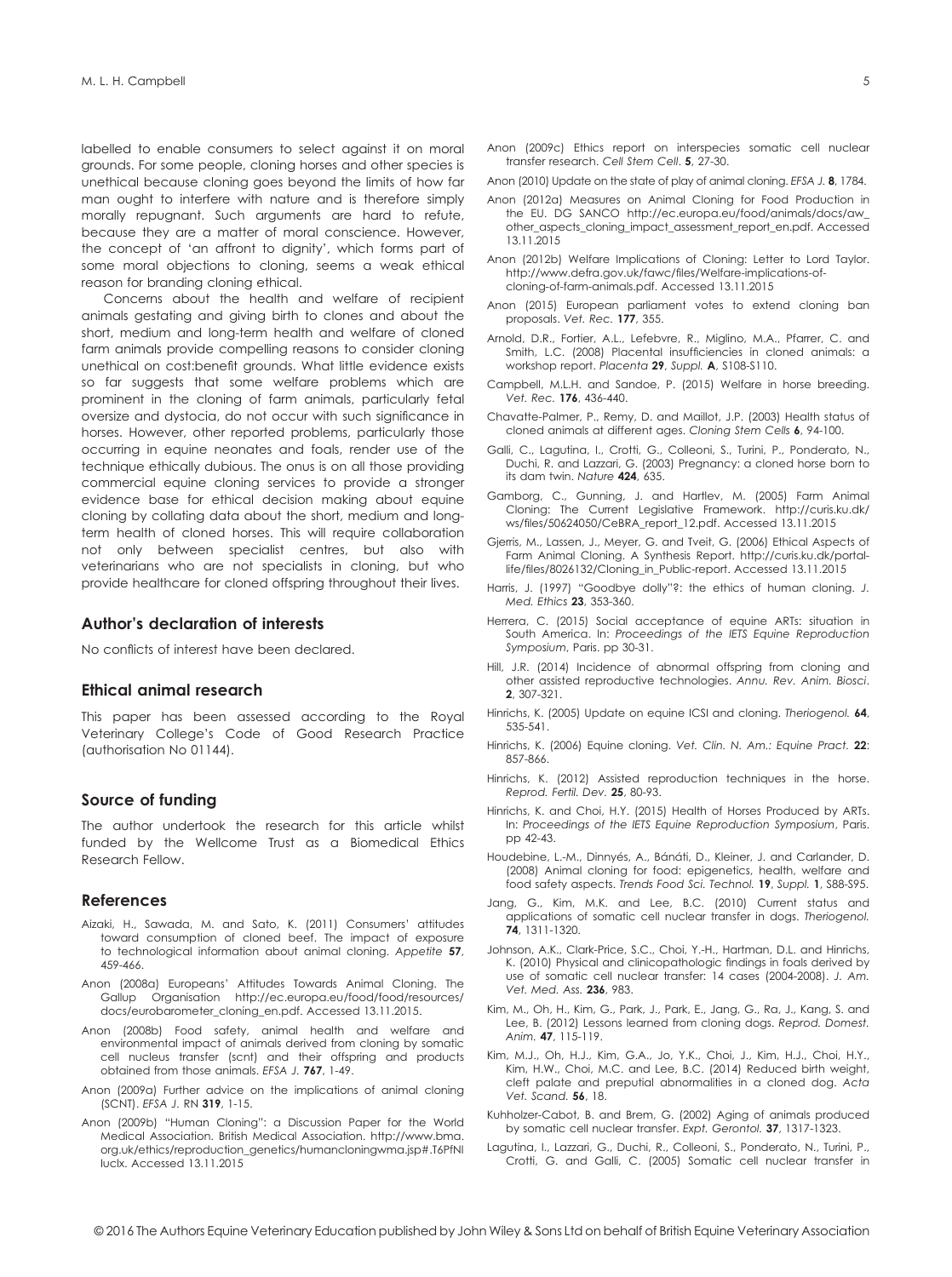labelled to enable consumers to select against it on moral grounds. For some people, cloning horses and other species is unethical because cloning goes beyond the limits of how far man ought to interfere with nature and is therefore simply morally repugnant. Such arguments are hard to refute, because they are a matter of moral conscience. However, the concept of 'an affront to dignity', which forms part of some moral objections to cloning, seems a weak ethical reason for branding cloning ethical.

Concerns about the health and welfare of recipient animals gestating and giving birth to clones and about the short, medium and long-term health and welfare of cloned farm animals provide compelling reasons to consider cloning unethical on cost:benefit grounds. What little evidence exists so far suggests that some welfare problems which are prominent in the cloning of farm animals, particularly fetal oversize and dystocia, do not occur with such significance in horses. However, other reported problems, particularly those occurring in equine neonates and foals, render use of the technique ethically dubious. The onus is on all those providing commercial equine cloning services to provide a stronger evidence base for ethical decision making about equine cloning by collating data about the short, medium and long-term health of cloned horses. This will require collaboration not only between specialist centres, but also with veterinarians who are not specialists in cloning, but who provide healthcare for cloned offspring throughout their lives.

## Author's declaration of interests

No conflicts of interest have been declared.

## Ethical animal research

This paper has been assessed according to the Royal Veterinary College's Code of Good Research Practice (authorisation No 01144).

## Source of funding

The author undertook the research for this article whilst funded by the Wellcome Trust as a Biomedical Ethics Research Fellow.

## References

Aizaki, H., Sawada, M. and Sato, K. (2011) Consumers' attitudes toward consumption of cloned beef. The impact of exposure to technological information about animal cloning. *Appetite* **57**, 459-466.

Anon (2008a) Europeans' Attitudes Towards Animal Cloning. The Gallup Organisation http://ec.europa.eu/food/food/resources/docs/eurobarometer_cloning_en.pdf. Accessed 13.11.2015.

Anon (2008b) Food safety, animal health and welfare and environmental impact of animals derived from cloning by somatic cell nucleus transfer (scnt) and their offspring and products obtained from those animals. *EFSA J.* **767**, 1-49.

Anon (2009a) Further advice on the implications of animal cloning (SCNT). *EFSA J.* RN **319**, 1-15.

Anon (2009b) "Human Cloning": a Discussion Paper for the World Medical Association. British Medical Association. http://www.bma.org.uk/ethics/reproduction_genetics/humancloningwma.jsp#.T6PfNlucIx. Accessed 13.11.2015

Anon (2009c) Ethics report on interspecies somatic cell nuclear transfer research. *Cell Stem Cell*. **5**, 27-30.

Anon (2010) Update on the state of play of animal cloning. *EFSA J.* **8**, 1784.

Anon (2012a) Measures on Animal Cloning for Food Production in the EU. DG SANCO http://ec.europa.eu/food/animals/docs/aw_other_aspects_cloning_impact_assessment_report_en.pdf. Accessed 13.11.2015

Anon (2012b) Welfare Implications of Cloning: Letter to Lord Taylor. http://www.defra.gov.uk/fawc/files/Welfare-implications-of-cloning-of-farm-animals.pdf. Accessed 13.11.2015

Anon (2015) European parliament votes to extend cloning ban proposals. *Vet. Rec.* **177**, 355.

Arnold, D.R., Fortier, A.L., Lefebvre, R., Miglino, M.A., Pfarrer, C. and Smith, L.C. (2008) Placental insufficiencies in cloned animals: a workshop report. *Placenta* **29**, *Suppl.* **A**, S108-S110.

Campbell, M.L.H. and Sandoe, P. (2015) Welfare in horse breeding. *Vet. Rec.* **176**, 436-440.

Chavatte-Palmer, P., Remy, D. and Maillot, J.P. (2003) Health status of cloned animals at different ages. *Cloning Stem Cells* **6**, 94-100.

Galli, C., Lagutina, I., Crotti, G., Colleoni, S., Turini, P., Ponderato, N., Duchi, R. and Lazzari, G. (2003) Pregnancy: a cloned horse born to its dam twin. *Nature* **424**, 635.

Gamborg, C., Gunning, J. and Hartlev, M. (2005) Farm Animal Cloning: The Current Legislative Framework. http://curis.ku.dk/ws/files/50624050/CeBRA_report_12.pdf. Accessed 13.11.2015

Gjerris, M., Lassen, J., Meyer, G. and Tveit, G. (2006) Ethical Aspects of Farm Animal Cloning. A Synthesis Report. http://curis.ku.dk/portal-life/files/8026132/Cloning_in_Public-report. Accessed 13.11.2015

Harris, J. (1997) "Goodbye dolly"?: the ethics of human cloning. *J. Med. Ethics* **23**, 353-360.

Herrera, C. (2015) Social acceptance of equine ARTs: situation in South America. In: *Proceedings of the IETS Equine Reproduction Symposium*, Paris. pp 30-31.

Hill, J.R. (2014) Incidence of abnormal offspring from cloning and other assisted reproductive technologies. *Annu. Rev. Anim. Biosci*. **2**, 307-321.

Hinrichs, K. (2005) Update on equine ICSI and cloning. *Theriogenol.* **64**, 535-541.

Hinrichs, K. (2006) Equine cloning. *Vet. Clin. N. Am.: Equine Pract.* **22**: 857-866.

Hinrichs, K. (2012) Assisted reproduction techniques in the horse. *Reprod. Fertil. Dev*. **25**, 80-93.

Hinrichs, K. and Choi, H.Y. (2015) Health of Horses Produced by ARTs. In: *Proceedings of the IETS Equine Reproduction Symposium*, Paris. pp 42-43.

Houdebine, L.-M., Dinnyés, A., Bánáti, D., Kleiner, J. and Carlander, D. (2008) Animal cloning for food: epigenetics, health, welfare and food safety aspects. *Trends Food Sci. Technol.* **19**, *Suppl.* **1**, S88-S95.

Jang, G., Kim, M.K. and Lee, B.C. (2010) Current status and applications of somatic cell nuclear transfer in dogs. *Theriogenol.* **74**, 1311-1320.

Johnson, A.K., Clark-Price, S.C., Choi, Y.-H., Hartman, D.L. and Hinrichs, K. (2010) Physical and clinicopathologic findings in foals derived by use of somatic cell nuclear transfer: 14 cases (2004-2008). *J. Am. Vet. Med. Ass.* **236**, 983.

Kim, M., Oh, H., Kim, G., Park, J., Park, E., Jang, G., Ra, J., Kang, S. and Lee, B. (2012) Lessons learned from cloning dogs. *Reprod. Domest. Anim.* **47**, 115-119.

Kim, M.J., Oh, H.J., Kim, G.A., Jo, Y.K., Choi, J., Kim, H.J., Choi, H.Y., Kim, H.W., Choi, M.C. and Lee, B.C. (2014) Reduced birth weight, cleft palate and preputial abnormalities in a cloned dog. *Acta Vet. Scand.* **56**, 18.

Kuhholzer-Cabot, B. and Brem, G. (2002) Aging of animals produced by somatic cell nuclear transfer. *Expt. Gerontol.* **37**, 1317-1323.

Lagutina, I., Lazzari, G., Duchi, R., Colleoni, S., Ponderato, N., Turini, P., Crotti, G. and Galli, C. (2005) Somatic cell nuclear transfer in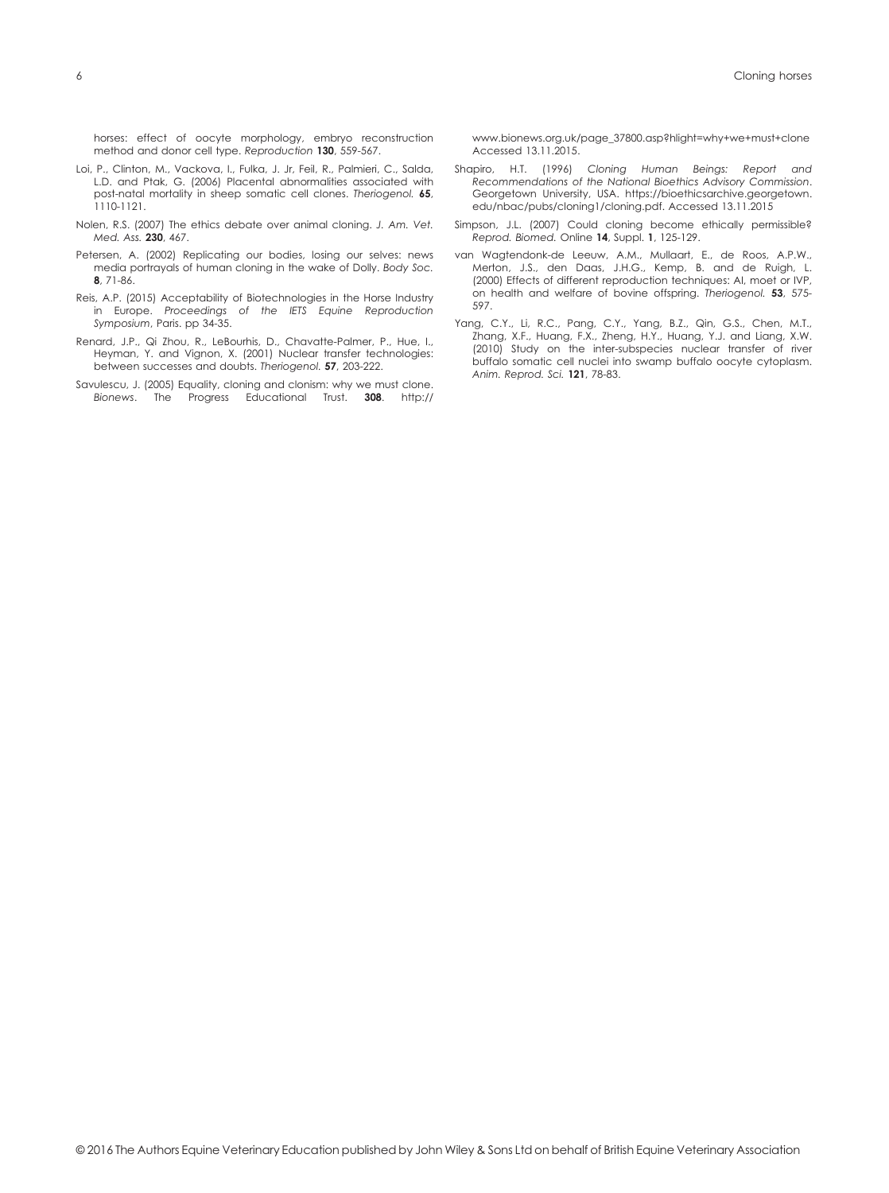horses: effect of oocyte morphology, embryo reconstruction method and donor cell type. *Reproduction* **130**, 559-567.

Loi, P., Clinton, M., Vackova, I., Fulka, J. Jr, Feil, R., Palmieri, C., Salda, L.D. and Ptak, G. (2006) Placental abnormalities associated with post-natal mortality in sheep somatic cell clones. *Theriogenol.* **65**, 1110-1121.

Nolen, R.S. (2007) The ethics debate over animal cloning. *J. Am. Vet. Med. Ass.* **230**, 467.

Petersen, A. (2002) Replicating our bodies, losing our selves: news media portrayals of human cloning in the wake of Dolly. *Body Soc.* **8**, 71-86.

Reis, A.P. (2015) Acceptability of Biotechnologies in the Horse Industry in Europe. *Proceedings of the IETS Equine Reproduction Symposium*, Paris. pp 34-35.

Renard, J.P., Qi Zhou, R., LeBourhis, D., Chavatte-Palmer, P., Hue, I., Heyman, Y. and Vignon, X. (2001) Nuclear transfer technologies: between successes and doubts. *Theriogenol.* **57**, 203-222.

Savulescu, J. (2005) Equality, cloning and clonism: why we must clone. *Bionews*. The Progress Educational Trust. **308**. http://www.bionews.org.uk/page_37800.asp?hlight=why+we+must+clone Accessed 13.11.2015.

Shapiro, H.T. (1996) *Cloning Human Beings: Report and Recommendations of the National Bioethics Advisory Commission*. Georgetown University, USA. https://bioethicsarchive.georgetown.edu/nbac/pubs/cloning1/cloning.pdf. Accessed 13.11.2015

Simpson, J.L. (2007) Could cloning become ethically permissible? *Reprod. Biomed.* Online **14**, Suppl. **1**, 125-129.

van Wagtendonk-de Leeuw, A.M., Mullaart, E., de Roos, A.P.W., Merton, J.S., den Daas, J.H.G., Kemp, B. and de Ruigh, L. (2000) Effects of different reproduction techniques: AI, moet or IVP, on health and welfare of bovine offspring. *Theriogenol.* **53**, 575-597.

Yang, C.Y., Li, R.C., Pang, C.Y., Yang, B.Z., Qin, G.S., Chen, M.T., Zhang, X.F., Huang, F.X., Zheng, H.Y., Huang, Y.J. and Liang, X.W. (2010) Study on the inter-subspecies nuclear transfer of river buffalo somatic cell nuclei into swamp buffalo oocyte cytoplasm. *Anim. Reprod. Sci.* **121**, 78-83.

© 2016 The Authors Equine Veterinary Education published by John Wiley & Sons Ltd on behalf of British Equine Veterinary Association